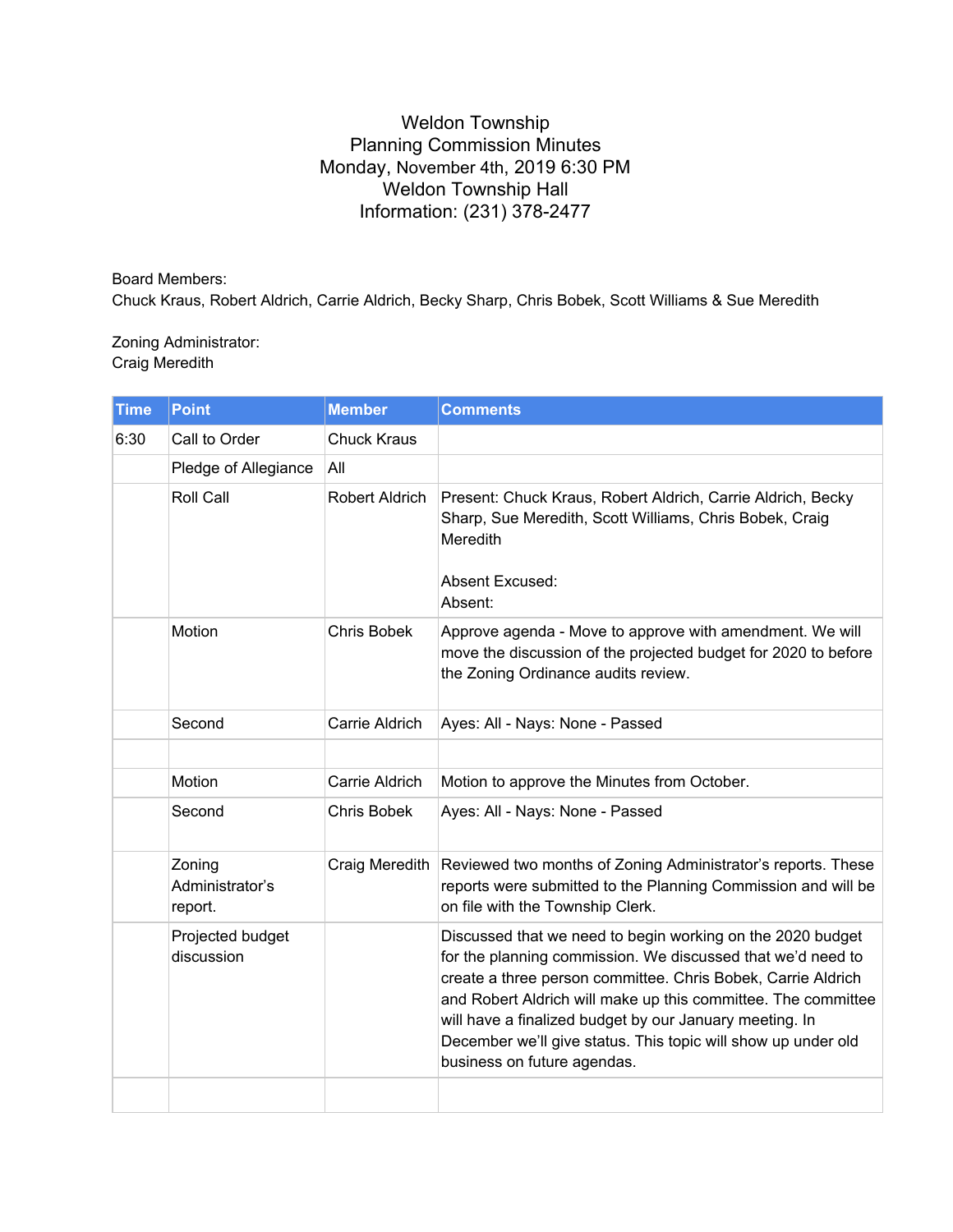# Weldon Township
## Planning Commission Minutes
### Monday, November 4th, 2019 6:30 PM
### Weldon Township Hall
### Information: (231) 378-2477

Board Members:
Chuck Kraus, Robert Aldrich, Carrie Aldrich, Becky Sharp, Chris Bobek, Scott Williams & Sue Meredith

Zoning Administrator:
Craig Meredith

| Time | Point | Member | Comments |
|---|---|---|---|
| 6:30 | Call to Order | Chuck Kraus | |
| | Pledge of Allegiance | All | |
| | Roll Call | Robert Aldrich | Present: Chuck Kraus, Robert Aldrich, Carrie Aldrich, Becky Sharp, Sue Meredith, Scott Williams, Chris Bobek, Craig Meredith<br><br>Absent Excused:<br>Absent: |
| | Motion | Chris Bobek | Approve agenda - Move to approve with amendment. We will move the discussion of the projected budget for 2020 to before the Zoning Ordinance audits review. |
| | Second | Carrie Aldrich | Ayes: All - Nays: None - Passed |
| | | | |
| | Motion | Carrie Aldrich | Motion to approve the Minutes from October. |
| | Second | Chris Bobek | Ayes: All - Nays: None - Passed |
| | Zoning Administrator's report. | Craig Meredith | Reviewed two months of Zoning Administrator's reports. These reports were submitted to the Planning Commission and will be on file with the Township Clerk. |
| | Projected budget discussion | | Discussed that we need to begin working on the 2020 budget for the planning commission. We discussed that we'd need to create a three person committee. Chris Bobek, Carrie Aldrich and Robert Aldrich will make up this committee. The committee will have a finalized budget by our January meeting. In December we'll give status. This topic will show up under old business on future agendas. |
| | | | |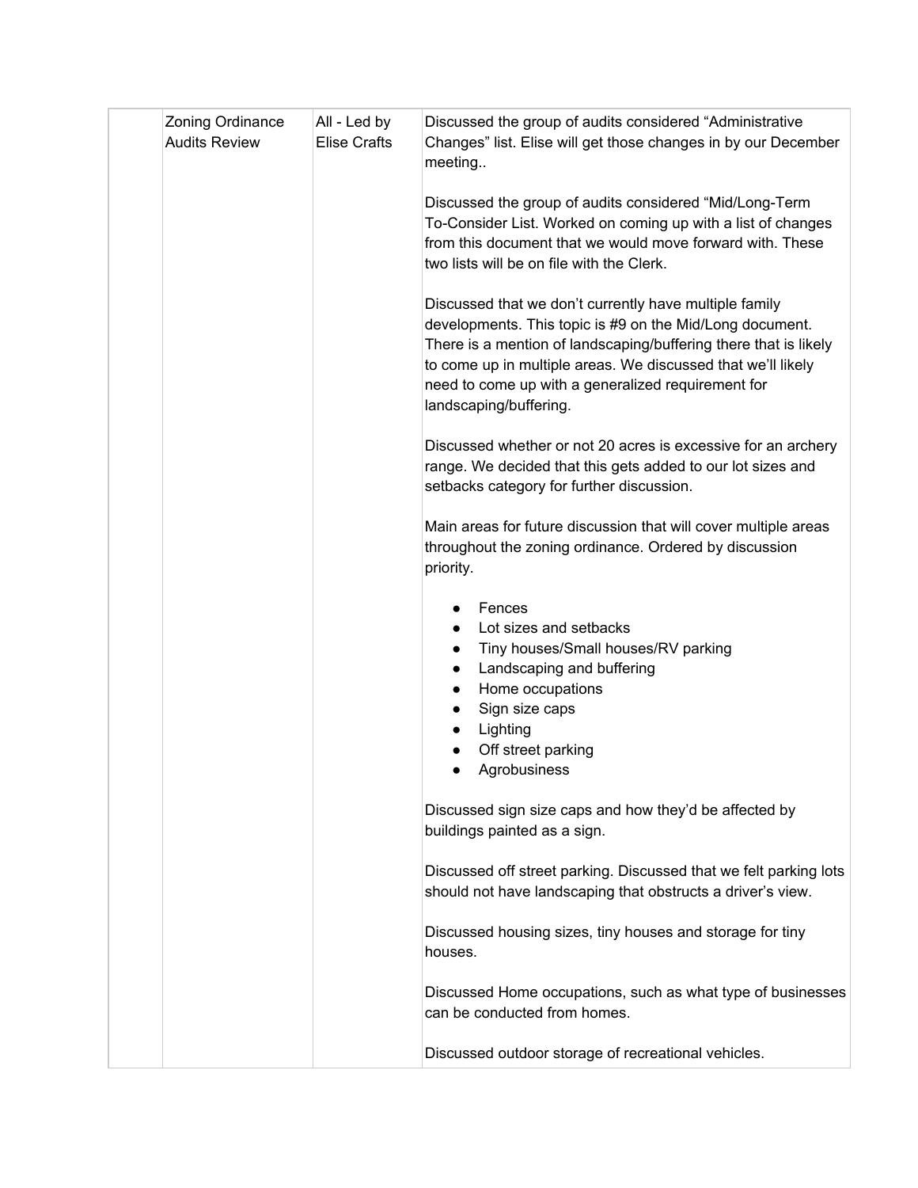| | Zoning Ordinance Audits Review | All - Led by Elise Crafts | Discussed the group of audits considered “Administrative Changes” list. Elise will get those changes in by our December meeting..<br><br>Discussed the group of audits considered “Mid/Long-Term To-Consider List. Worked on coming up with a list of changes from this document that we would move forward with. These two lists will be on file with the Clerk.<br><br>Discussed that we don’t currently have multiple family developments. This topic is #9 on the Mid/Long document. There is a mention of landscaping/buffering there that is likely to come up in multiple areas. We discussed that we’ll likely need to come up with a generalized requirement for landscaping/buffering.<br><br>Discussed whether or not 20 acres is excessive for an archery range. We decided that this gets added to our lot sizes and setbacks category for further discussion.<br><br>Main areas for future discussion that will cover multiple areas throughout the zoning ordinance. Ordered by discussion priority.<br><br>● Fences<br>● Lot sizes and setbacks<br>● Tiny houses/Small houses/RV parking<br>● Landscaping and buffering<br>● Home occupations<br>● Sign size caps<br>● Lighting<br>● Off street parking<br>● Agrobusiness<br><br>Discussed sign size caps and how they’d be affected by buildings painted as a sign.<br><br>Discussed off street parking. Discussed that we felt parking lots should not have landscaping that obstructs a driver’s view.<br><br>Discussed housing sizes, tiny houses and storage for tiny houses.<br><br>Discussed Home occupations, such as what type of businesses can be conducted from homes.<br><br>Discussed outdoor storage of recreational vehicles. |
|---|---|---|---|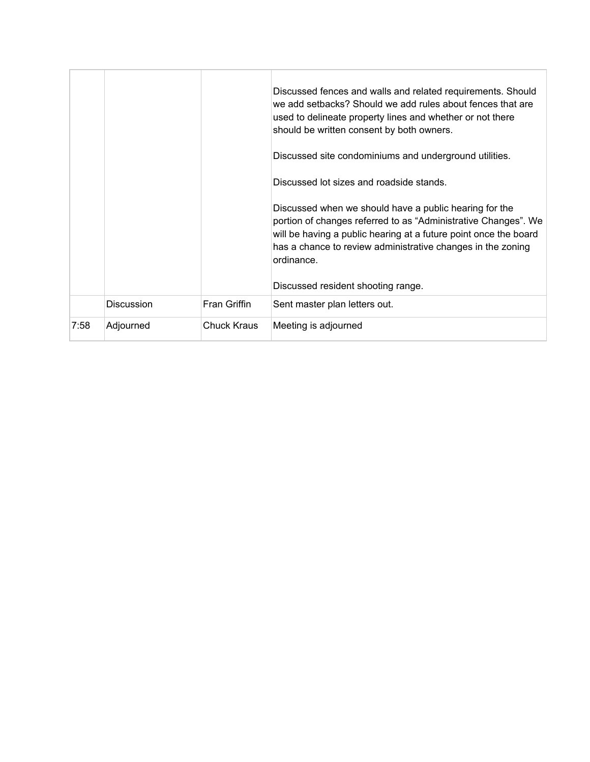| | | | |
|---|---|---|---|
| | | | Discussed fences and walls and related requirements. Should we add setbacks? Should we add rules about fences that are used to delineate property lines and whether or not there should be written consent by both owners.<br><br>Discussed site condominiums and underground utilities.<br><br>Discussed lot sizes and roadside stands.<br><br>Discussed when we should have a public hearing for the portion of changes referred to as "Administrative Changes". We will be having a public hearing at a future point once the board has a chance to review administrative changes in the zoning ordinance.<br><br>Discussed resident shooting range. |
| | Discussion | Fran Griffin | Sent master plan letters out. |
| 7:58 | Adjourned | Chuck Kraus | Meeting is adjourned |